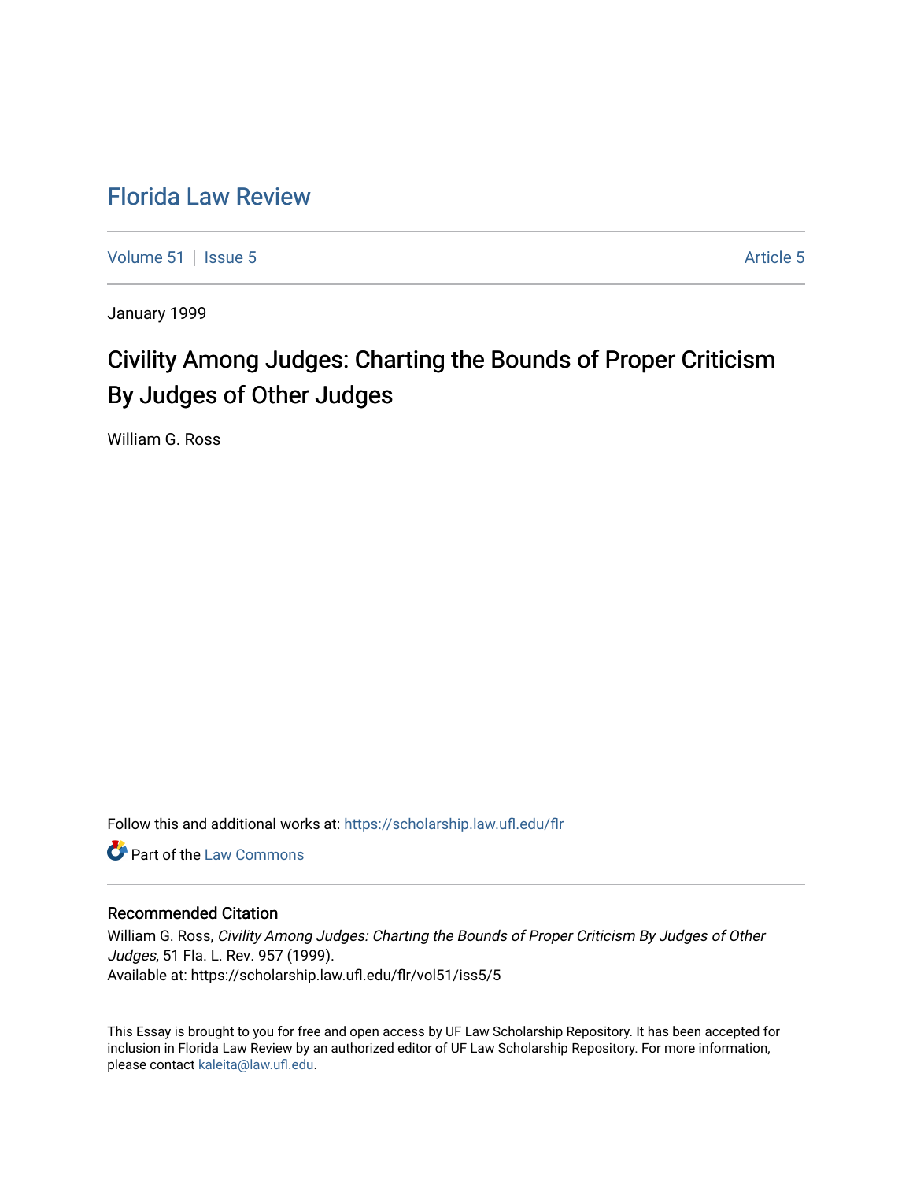# Florida Law Review

Volume 51 | Issue 5 | Article 5

January 1999

## Civility Among Judges: Charting the Bounds of Proper Criticism By Judges of Other Judges

William G. Ross

Follow this and additional works at: https://scholarship.law.ufl.edu/flr

Part of the Law Commons

### Recommended Citation

William G. Ross, *Civility Among Judges: Charting the Bounds of Proper Criticism By Judges of Other Judges*, 51 Fla. L. Rev. 957 (1999).
Available at: https://scholarship.law.ufl.edu/flr/vol51/iss5/5

This Essay is brought to you for free and open access by UF Law Scholarship Repository. It has been accepted for inclusion in Florida Law Review by an authorized editor of UF Law Scholarship Repository. For more information, please contact kaleita@law.ufl.edu.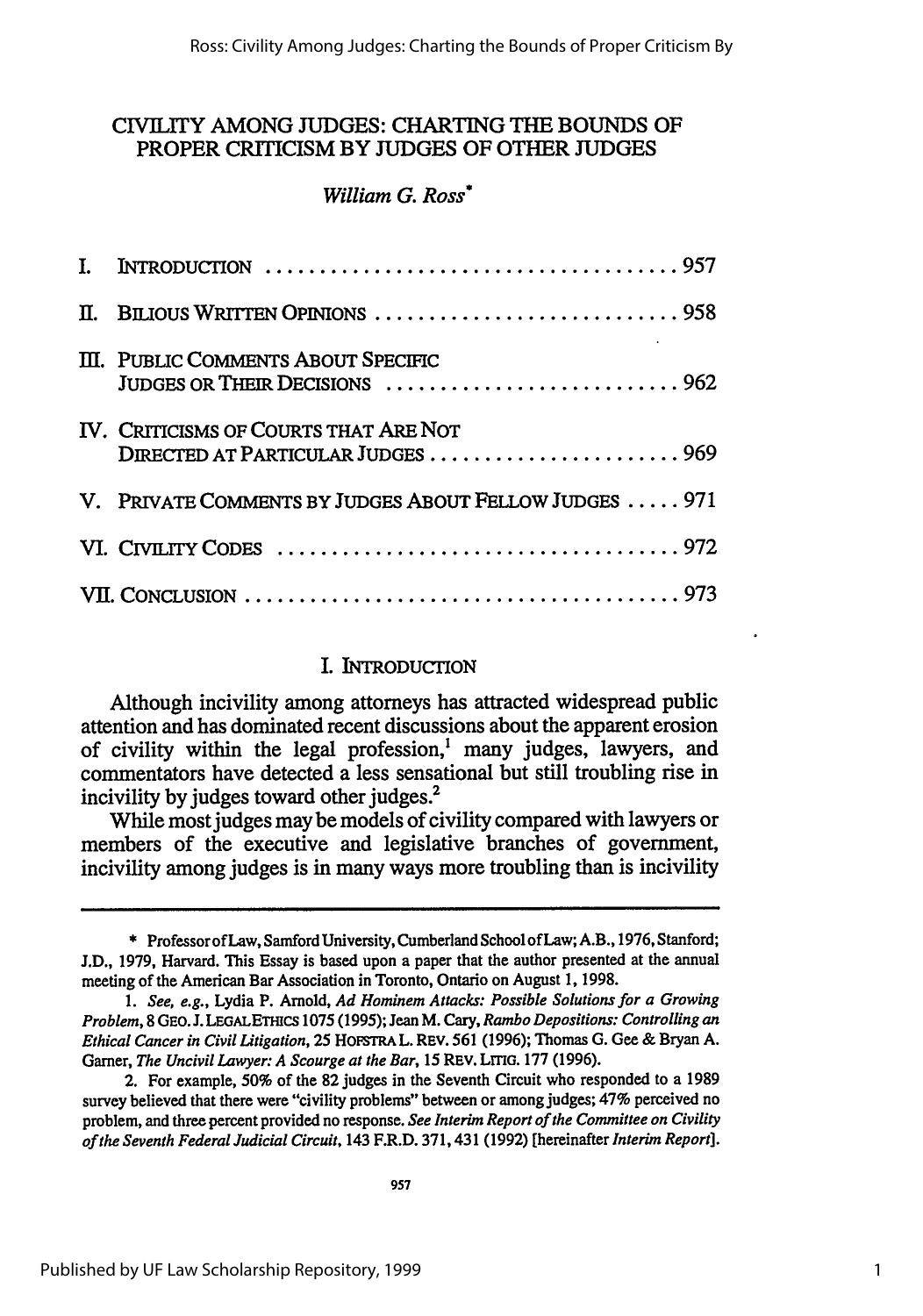# CIVILITY AMONG JUDGES: CHARTING THE BOUNDS OF PROPER CRITICISM BY JUDGES OF OTHER JUDGES

*William G. Ross*[*]

| | |
|---|---|
| I. INTRODUCTION | 957 |
| II. BILIOUS WRITTEN OPINIONS | 958 |
| III. PUBLIC COMMENTS ABOUT SPECIFIC JUDGES OR THEIR DECISIONS | 962 |
| IV. CRITICISMS OF COURTS THAT ARE NOT DIRECTED AT PARTICULAR JUDGES | 969 |
| V. PRIVATE COMMENTS BY JUDGES ABOUT FELLOW JUDGES | 971 |
| VI. CIVILITY CODES | 972 |
| VII. CONCLUSION | 973 |

## I. INTRODUCTION

Although incivility among attorneys has attracted widespread public attention and has dominated recent discussions about the apparent erosion of civility within the legal profession,[1] many judges, lawyers, and commentators have detected a less sensational but still troubling rise in incivility by judges toward other judges.[2]

While most judges may be models of civility compared with lawyers or members of the executive and legislative branches of government, incivility among judges is in many ways more troubling than is incivility

---

\* Professor of Law, Samford University, Cumberland School of Law; A.B., 1976, Stanford; J.D., 1979, Harvard. This Essay is based upon a paper that the author presented at the annual meeting of the American Bar Association in Toronto, Ontario on August 1, 1998.

1. *See, e.g.*, Lydia P. Arnold, *Ad Hominem Attacks: Possible Solutions for a Growing Problem*, 8 GEO. J. LEGAL ETHICS 1075 (1995); Jean M. Cary, *Rambo Depositions: Controlling an Ethical Cancer in Civil Litigation*, 25 HOFSTRA L. REV. 561 (1996); Thomas G. Gee & Bryan A. Garner, *The Uncivil Lawyer: A Scourge at the Bar*, 15 REV. LITIG. 177 (1996).

2. For example, 50% of the 82 judges in the Seventh Circuit who responded to a 1989 survey believed that there were "civility problems" between or among judges; 47% perceived no problem, and three percent provided no response. *See Interim Report of the Committee on Civility of the Seventh Federal Judicial Circuit*, 143 F.R.D. 371, 431 (1992) [hereinafter *Interim Report*].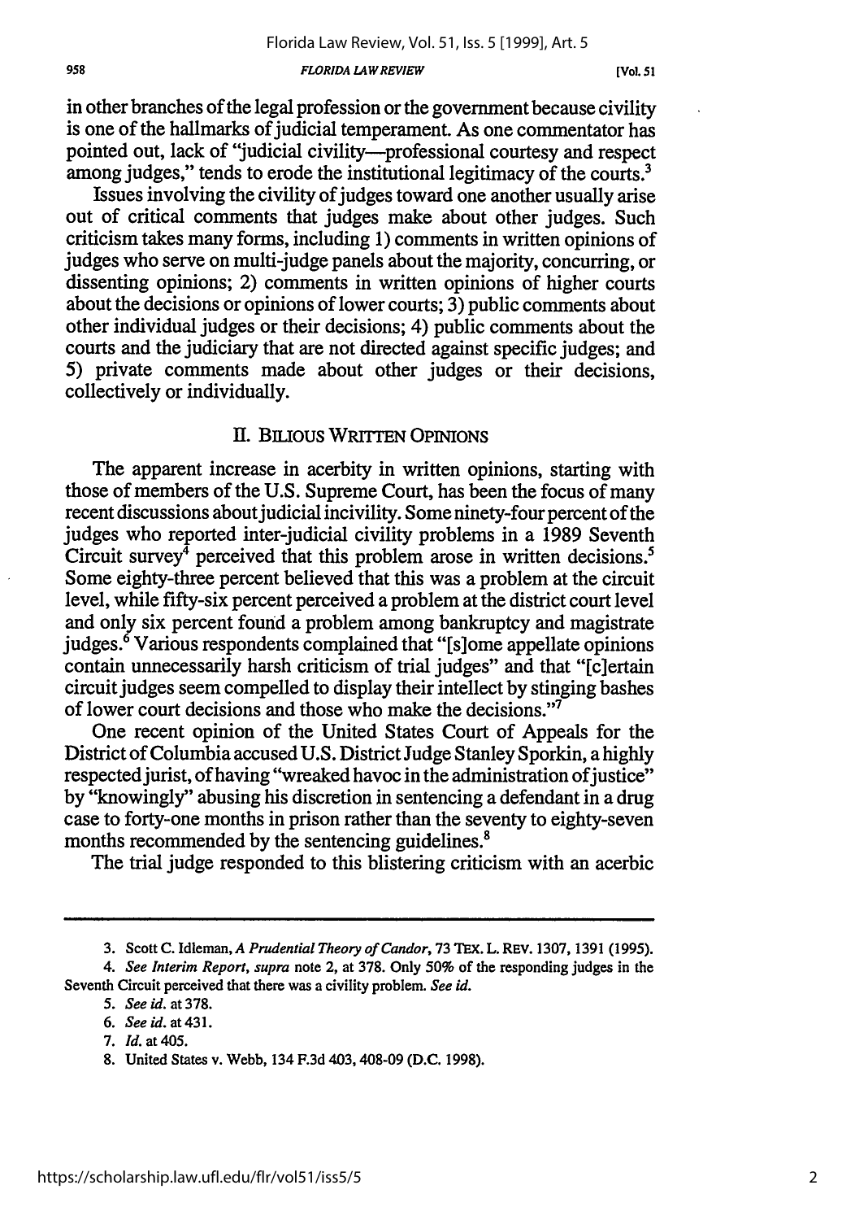in other branches of the legal profession or the government because civility is one of the hallmarks of judicial temperament. As one commentator has pointed out, lack of "judicial civility—professional courtesy and respect among judges," tends to erode the institutional legitimacy of the courts.[3]

Issues involving the civility of judges toward one another usually arise out of critical comments that judges make about other judges. Such criticism takes many forms, including 1) comments in written opinions of judges who serve on multi-judge panels about the majority, concurring, or dissenting opinions; 2) comments in written opinions of higher courts about the decisions or opinions of lower courts; 3) public comments about other individual judges or their decisions; 4) public comments about the courts and the judiciary that are not directed against specific judges; and 5) private comments made about other judges or their decisions, collectively or individually.

## II. BILIOUS WRITTEN OPINIONS

The apparent increase in acerbity in written opinions, starting with those of members of the U.S. Supreme Court, has been the focus of many recent discussions about judicial incivility. Some ninety-four percent of the judges who reported inter-judicial civility problems in a 1989 Seventh Circuit survey[4] perceived that this problem arose in written decisions.[5] Some eighty-three percent believed that this was a problem at the circuit level, while fifty-six percent perceived a problem at the district court level and only six percent found a problem among bankruptcy and magistrate judges.[6] Various respondents complained that "[s]ome appellate opinions contain unnecessarily harsh criticism of trial judges" and that "[c]ertain circuit judges seem compelled to display their intellect by stinging bashes of lower court decisions and those who make the decisions."[7]

One recent opinion of the United States Court of Appeals for the District of Columbia accused U.S. District Judge Stanley Sporkin, a highly respected jurist, of having "wreaked havoc in the administration of justice" by "knowingly" abusing his discretion in sentencing a defendant in a drug case to forty-one months in prison rather than the seventy to eighty-seven months recommended by the sentencing guidelines.[8]

The trial judge responded to this blistering criticism with an acerbic

---

3. Scott C. Idleman, *A Prudential Theory of Candor*, 73 TEX. L. REV. 1307, 1391 (1995).

4. *See Interim Report*, *supra* note 2, at 378. Only 50% of the responding judges in the Seventh Circuit perceived that there was a civility problem. *See id.*

5. *See id.* at 378.

6. *See id.* at 431.

7. *Id.* at 405.

8. United States v. Webb, 134 F.3d 403, 408-09 (D.C. 1998).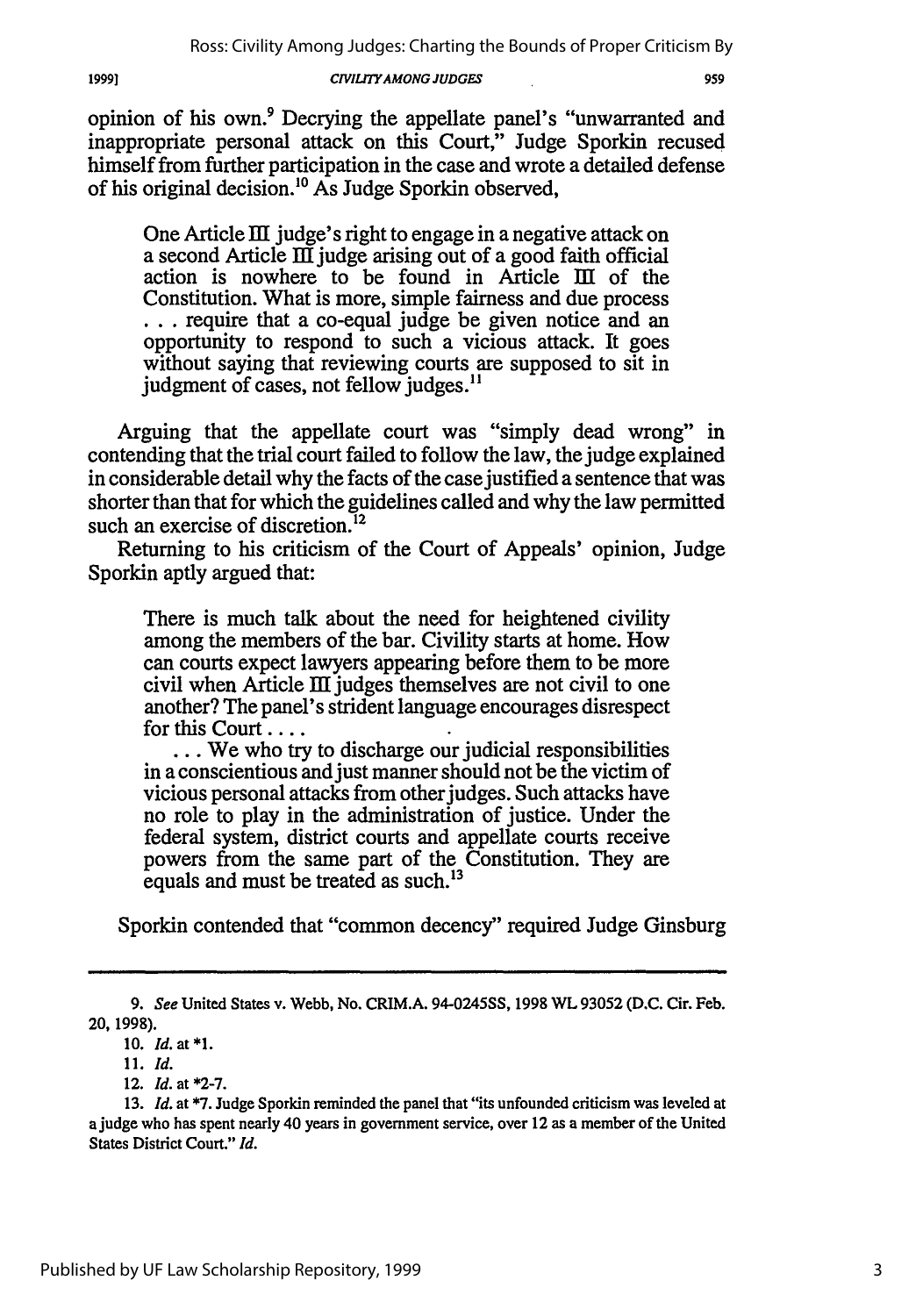opinion of his own.[9] Decrying the appellate panel's "unwarranted and inappropriate personal attack on this Court," Judge Sporkin recused himself from further participation in the case and wrote a detailed defense of his original decision.[10] As Judge Sporkin observed,

> One Article III judge's right to engage in a negative attack on a second Article III judge arising out of a good faith official action is nowhere to be found in Article III of the Constitution. What is more, simple fairness and due process . . . require that a co-equal judge be given notice and an opportunity to respond to such a vicious attack. It goes without saying that reviewing courts are supposed to sit in judgment of cases, not fellow judges.[11]

Arguing that the appellate court was "simply dead wrong" in contending that the trial court failed to follow the law, the judge explained in considerable detail why the facts of the case justified a sentence that was shorter than that for which the guidelines called and why the law permitted such an exercise of discretion.[12]

Returning to his criticism of the Court of Appeals' opinion, Judge Sporkin aptly argued that:

> There is much talk about the need for heightened civility among the members of the bar. Civility starts at home. How can courts expect lawyers appearing before them to be more civil when Article III judges themselves are not civil to one another? The panel's strident language encourages disrespect for this Court . . . .
>
> . . . We who try to discharge our judicial responsibilities in a conscientious and just manner should not be the victim of vicious personal attacks from other judges. Such attacks have no role to play in the administration of justice. Under the federal system, district courts and appellate courts receive powers from the same part of the Constitution. They are equals and must be treated as such.[13]

Sporkin contended that "common decency" required Judge Ginsburg

---

9. *See* United States v. Webb, No. CRIM.A. 94-0245SS, 1998 WL 93052 (D.C. Cir. Feb. 20, 1998).

10. *Id.* at *1.

11. *Id.*

12. *Id.* at *2-7.

13. *Id.* at *7. Judge Sporkin reminded the panel that "its unfounded criticism was leveled at a judge who has spent nearly 40 years in government service, over 12 as a member of the United States District Court." *Id.*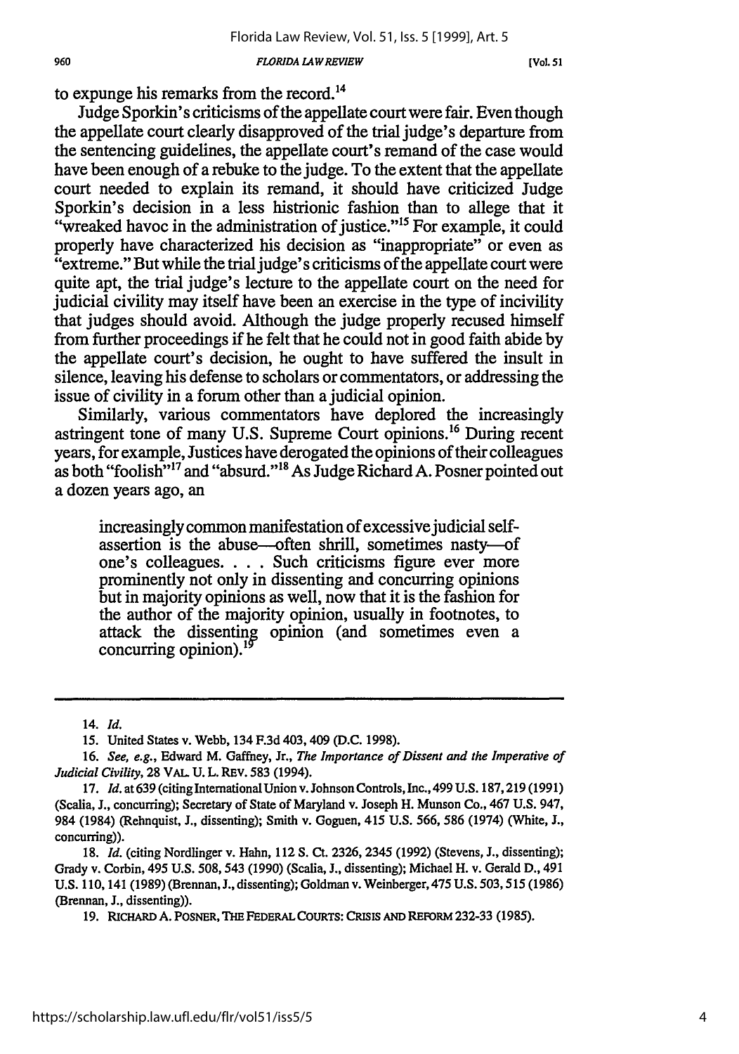to expunge his remarks from the record.[14]

Judge Sporkin's criticisms of the appellate court were fair. Even though the appellate court clearly disapproved of the trial judge's departure from the sentencing guidelines, the appellate court's remand of the case would have been enough of a rebuke to the judge. To the extent that the appellate court needed to explain its remand, it should have criticized Judge Sporkin's decision in a less histrionic fashion than to allege that it "wreaked havoc in the administration of justice."[15] For example, it could properly have characterized his decision as "inappropriate" or even as "extreme." But while the trial judge's criticisms of the appellate court were quite apt, the trial judge's lecture to the appellate court on the need for judicial civility may itself have been an exercise in the type of incivility that judges should avoid. Although the judge properly recused himself from further proceedings if he felt that he could not in good faith abide by the appellate court's decision, he ought to have suffered the insult in silence, leaving his defense to scholars or commentators, or addressing the issue of civility in a forum other than a judicial opinion.

Similarly, various commentators have deplored the increasingly astringent tone of many U.S. Supreme Court opinions.[16] During recent years, for example, Justices have derogated the opinions of their colleagues as both "foolish"[17] and "absurd."[18] As Judge Richard A. Posner pointed out a dozen years ago, an

> increasingly common manifestation of excessive judicial self-assertion is the abuse—often shrill, sometimes nasty—of one's colleagues. . . . Such criticisms figure ever more prominently not only in dissenting and concurring opinions but in majority opinions as well, now that it is the fashion for the author of the majority opinion, usually in footnotes, to attack the dissenting opinion (and sometimes even a concurring opinion).[19]

---

14. *Id.*

15. United States v. Webb, 134 F.3d 403, 409 (D.C. 1998).

16. *See, e.g.*, Edward M. Gaffney, Jr., *The Importance of Dissent and the Imperative of Judicial Civility*, 28 VAL. U. L. REV. 583 (1994).

17. *Id.* at 639 (citing International Union v. Johnson Controls, Inc., 499 U.S. 187, 219 (1991) (Scalia, J., concurring); Secretary of State of Maryland v. Joseph H. Munson Co., 467 U.S. 947, 984 (1984) (Rehnquist, J., dissenting); Smith v. Goguen, 415 U.S. 566, 586 (1974) (White, J., concurring)).

18. *Id.* (citing Nordlinger v. Hahn, 112 S. Ct. 2326, 2345 (1992) (Stevens, J., dissenting); Grady v. Corbin, 495 U.S. 508, 543 (1990) (Scalia, J., dissenting); Michael H. v. Gerald D., 491 U.S. 110, 141 (1989) (Brennan, J., dissenting); Goldman v. Weinberger, 475 U.S. 503, 515 (1986) (Brennan, J., dissenting)).

19. RICHARD A. POSNER, THE FEDERAL COURTS: CRISIS AND REFORM 232-33 (1985).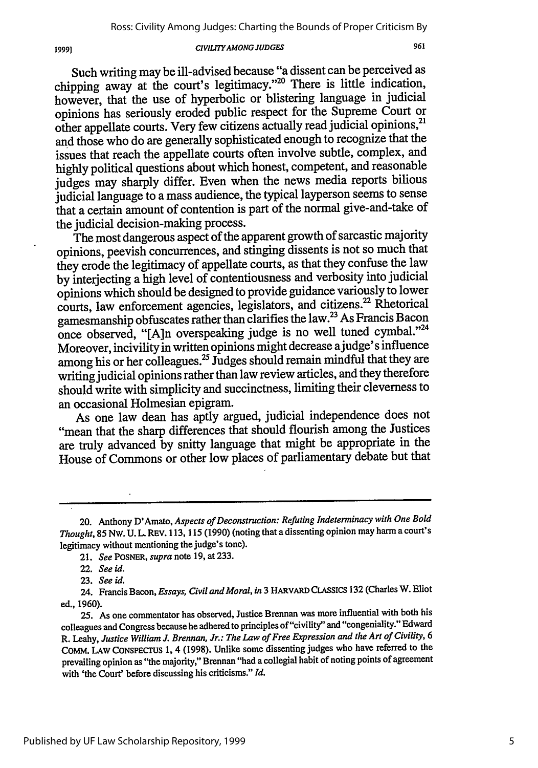Such writing may be ill-advised because "a dissent can be perceived as chipping away at the court's legitimacy."[20] There is little indication, however, that the use of hyperbolic or blistering language in judicial opinions has seriously eroded public respect for the Supreme Court or other appellate courts. Very few citizens actually read judicial opinions,[21] and those who do are generally sophisticated enough to recognize that the issues that reach the appellate courts often involve subtle, complex, and highly political questions about which honest, competent, and reasonable judges may sharply differ. Even when the news media reports bilious judicial language to a mass audience, the typical layperson seems to sense that a certain amount of contention is part of the normal give-and-take of the judicial decision-making process.

The most dangerous aspect of the apparent growth of sarcastic majority opinions, peevish concurrences, and stinging dissents is not so much that they erode the legitimacy of appellate courts, as that they confuse the law by interjecting a high level of contentiousness and verbosity into judicial opinions which should be designed to provide guidance variously to lower courts, law enforcement agencies, legislators, and citizens.[22] Rhetorical gamesmanship obfuscates rather than clarifies the law.[23] As Francis Bacon once observed, "[A]n overspeaking judge is no well tuned cymbal."[24] Moreover, incivility in written opinions might decrease a judge's influence among his or her colleagues.[25] Judges should remain mindful that they are writing judicial opinions rather than law review articles, and they therefore should write with simplicity and succinctness, limiting their cleverness to an occasional Holmesian epigram.

As one law dean has aptly argued, judicial independence does not "mean that the sharp differences that should flourish among the Justices are truly advanced by snitty language that might be appropriate in the House of Commons or other low places of parliamentary debate but that

---

20. Anthony D'Amato, *Aspects of Deconstruction: Refuting Indeterminacy with One Bold Thought*, 85 NW. U. L. REV. 113, 115 (1990) (noting that a dissenting opinion may harm a court's legitimacy without mentioning the judge's tone).

21. *See* POSNER, *supra* note 19, at 233.

22. *See id.*

23. *See id.*

24. Francis Bacon, *Essays, Civil and Moral*, *in* 3 HARVARD CLASSICS 132 (Charles W. Eliot ed., 1960).

25. As one commentator has observed, Justice Brennan was more influential with both his colleagues and Congress because he adhered to principles of "civility" and "congeniality." Edward R. Leahy, *Justice William J. Brennan, Jr.: The Law of Free Expression and the Art of Civility*, 6 COMM. LAW CONSPECTUS 1, 4 (1998). Unlike some dissenting judges who have referred to the prevailing opinion as "the majority," Brennan "had a collegial habit of noting points of agreement with 'the Court' before discussing his criticisms." *Id.*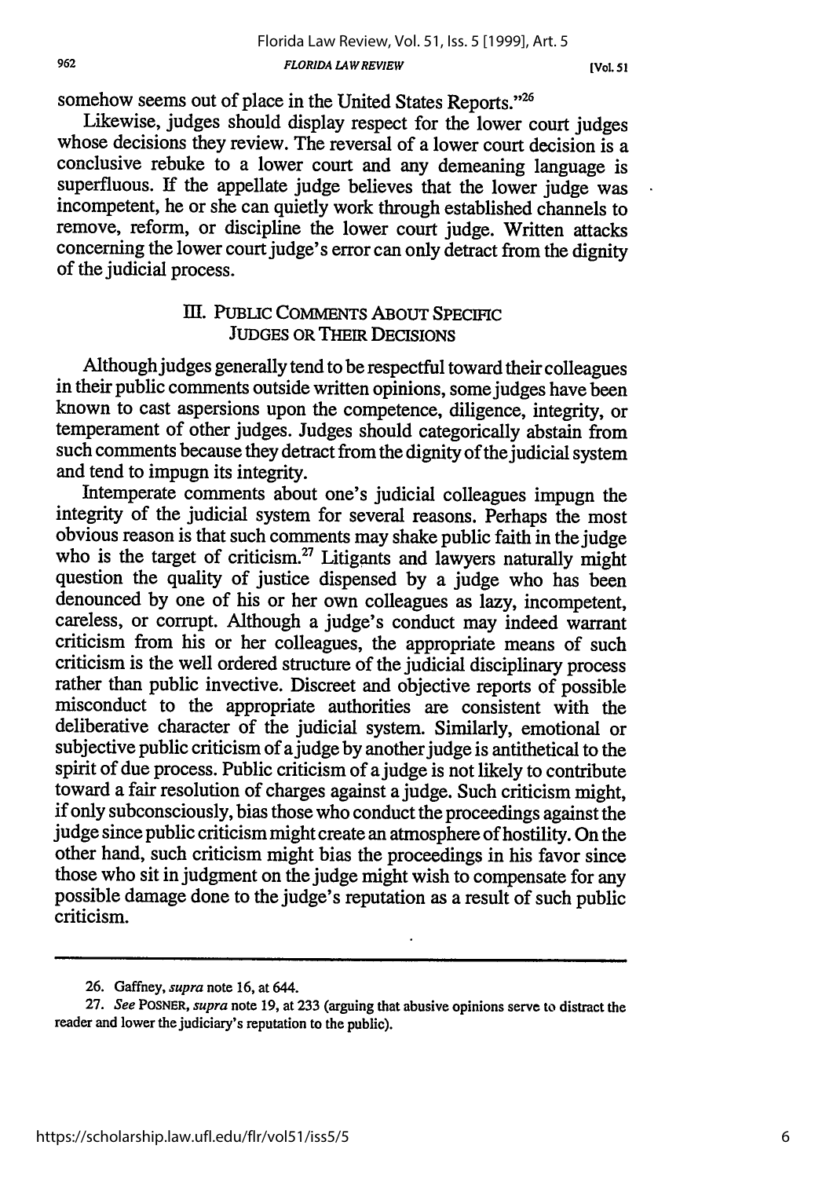somehow seems out of place in the United States Reports."[26]

Likewise, judges should display respect for the lower court judges whose decisions they review. The reversal of a lower court decision is a conclusive rebuke to a lower court and any demeaning language is superfluous. If the appellate judge believes that the lower judge was incompetent, he or she can quietly work through established channels to remove, reform, or discipline the lower court judge. Written attacks concerning the lower court judge's error can only detract from the dignity of the judicial process.

## III. PUBLIC COMMENTS ABOUT SPECIFIC JUDGES OR THEIR DECISIONS

Although judges generally tend to be respectful toward their colleagues in their public comments outside written opinions, some judges have been known to cast aspersions upon the competence, diligence, integrity, or temperament of other judges. Judges should categorically abstain from such comments because they detract from the dignity of the judicial system and tend to impugn its integrity.

Intemperate comments about one's judicial colleagues impugn the integrity of the judicial system for several reasons. Perhaps the most obvious reason is that such comments may shake public faith in the judge who is the target of criticism.[27] Litigants and lawyers naturally might question the quality of justice dispensed by a judge who has been denounced by one of his or her own colleagues as lazy, incompetent, careless, or corrupt. Although a judge's conduct may indeed warrant criticism from his or her colleagues, the appropriate means of such criticism is the well ordered structure of the judicial disciplinary process rather than public invective. Discreet and objective reports of possible misconduct to the appropriate authorities are consistent with the deliberative character of the judicial system. Similarly, emotional or subjective public criticism of a judge by another judge is antithetical to the spirit of due process. Public criticism of a judge is not likely to contribute toward a fair resolution of charges against a judge. Such criticism might, if only subconsciously, bias those who conduct the proceedings against the judge since public criticism might create an atmosphere of hostility. On the other hand, such criticism might bias the proceedings in his favor since those who sit in judgment on the judge might wish to compensate for any possible damage done to the judge's reputation as a result of such public criticism.

---

26. Gaffney, *supra* note 16, at 644.

27. *See* POSNER, *supra* note 19, at 233 (arguing that abusive opinions serve to distract the reader and lower the judiciary's reputation to the public).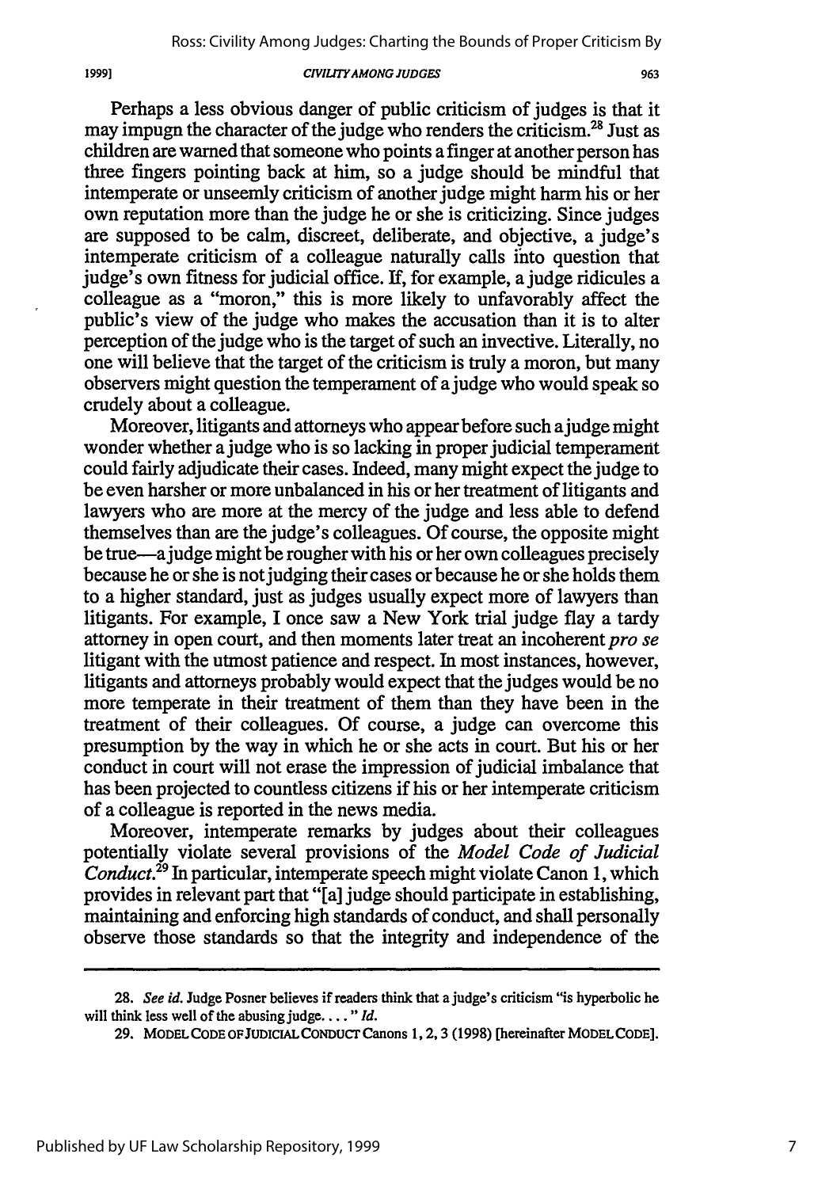Perhaps a less obvious danger of public criticism of judges is that it may impugn the character of the judge who renders the criticism.[28] Just as children are warned that someone who points a finger at another person has three fingers pointing back at him, so a judge should be mindful that intemperate or unseemly criticism of another judge might harm his or her own reputation more than the judge he or she is criticizing. Since judges are supposed to be calm, discreet, deliberate, and objective, a judge's intemperate criticism of a colleague naturally calls into question that judge's own fitness for judicial office. If, for example, a judge ridicules a colleague as a "moron," this is more likely to unfavorably affect the public's view of the judge who makes the accusation than it is to alter perception of the judge who is the target of such an invective. Literally, no one will believe that the target of the criticism is truly a moron, but many observers might question the temperament of a judge who would speak so crudely about a colleague.

Moreover, litigants and attorneys who appear before such a judge might wonder whether a judge who is so lacking in proper judicial temperament could fairly adjudicate their cases. Indeed, many might expect the judge to be even harsher or more unbalanced in his or her treatment of litigants and lawyers who are more at the mercy of the judge and less able to defend themselves than are the judge's colleagues. Of course, the opposite might be true—a judge might be rougher with his or her own colleagues precisely because he or she is not judging their cases or because he or she holds them to a higher standard, just as judges usually expect more of lawyers than litigants. For example, I once saw a New York trial judge flay a tardy attorney in open court, and then moments later treat an incoherent *pro se* litigant with the utmost patience and respect. In most instances, however, litigants and attorneys probably would expect that the judges would be no more temperate in their treatment of them than they have been in the treatment of their colleagues. Of course, a judge can overcome this presumption by the way in which he or she acts in court. But his or her conduct in court will not erase the impression of judicial imbalance that has been projected to countless citizens if his or her intemperate criticism of a colleague is reported in the news media.

Moreover, intemperate remarks by judges about their colleagues potentially violate several provisions of the *Model Code of Judicial Conduct*.[29] In particular, intemperate speech might violate Canon 1, which provides in relevant part that "[a] judge should participate in establishing, maintaining and enforcing high standards of conduct, and shall personally observe those standards so that the integrity and independence of the

---

28. *See id.* Judge Posner believes if readers think that a judge's criticism "is hyperbolic he will think less well of the abusing judge. . . ." *Id.*

29. MODEL CODE OF JUDICIAL CONDUCT Canons 1, 2, 3 (1998) [hereinafter MODEL CODE].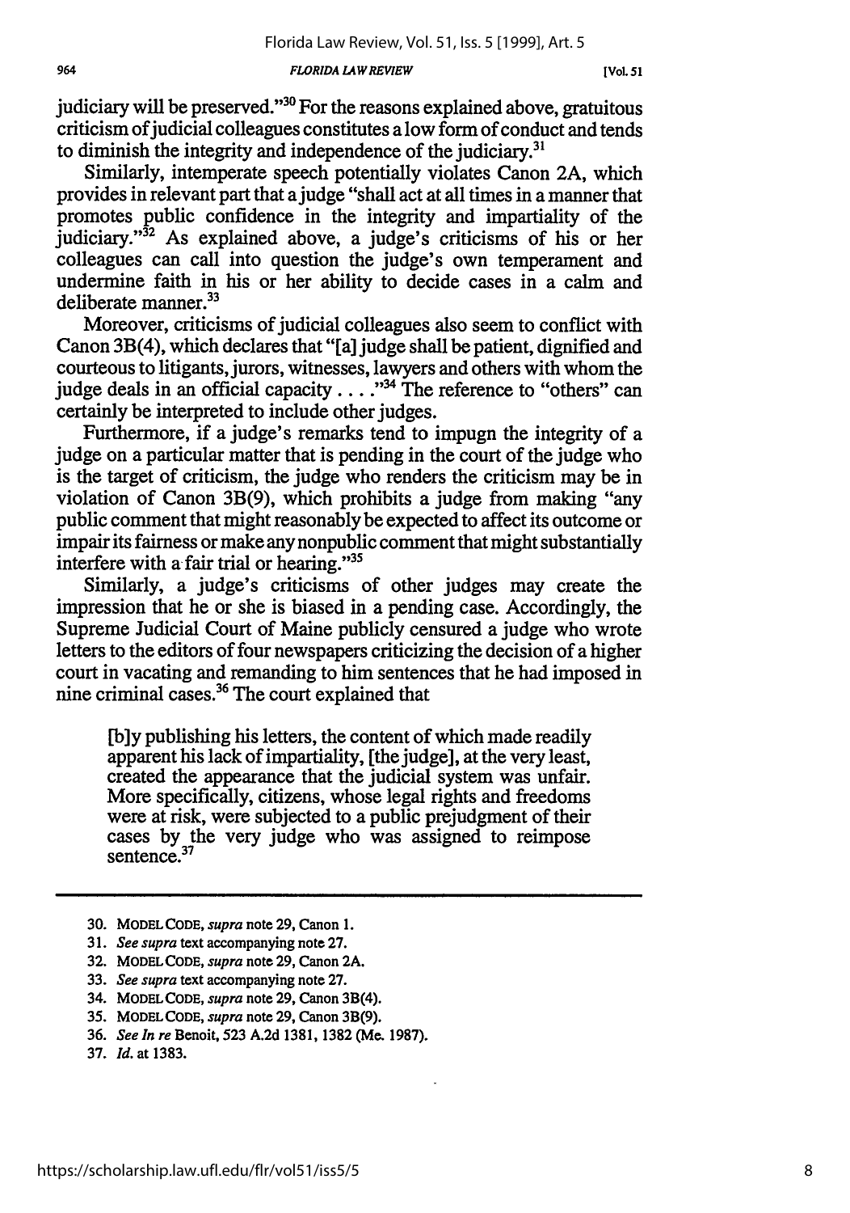judiciary will be preserved."[30] For the reasons explained above, gratuitous criticism of judicial colleagues constitutes a low form of conduct and tends to diminish the integrity and independence of the judiciary.[31]

Similarly, intemperate speech potentially violates Canon 2A, which provides in relevant part that a judge "shall act at all times in a manner that promotes public confidence in the integrity and impartiality of the judiciary."[32] As explained above, a judge's criticisms of his or her colleagues can call into question the judge's own temperament and undermine faith in his or her ability to decide cases in a calm and deliberate manner.[33]

Moreover, criticisms of judicial colleagues also seem to conflict with Canon 3B(4), which declares that "[a] judge shall be patient, dignified and courteous to litigants, jurors, witnesses, lawyers and others with whom the judge deals in an official capacity . . . ."[34] The reference to "others" can certainly be interpreted to include other judges.

Furthermore, if a judge's remarks tend to impugn the integrity of a judge on a particular matter that is pending in the court of the judge who is the target of criticism, the judge who renders the criticism may be in violation of Canon 3B(9), which prohibits a judge from making "any public comment that might reasonably be expected to affect its outcome or impair its fairness or make any nonpublic comment that might substantially interfere with a fair trial or hearing."[35]

Similarly, a judge's criticisms of other judges may create the impression that he or she is biased in a pending case. Accordingly, the Supreme Judicial Court of Maine publicly censured a judge who wrote letters to the editors of four newspapers criticizing the decision of a higher court in vacating and remanding to him sentences that he had imposed in nine criminal cases.[36] The court explained that

> [b]y publishing his letters, the content of which made readily apparent his lack of impartiality, [the judge], at the very least, created the appearance that the judicial system was unfair. More specifically, citizens, whose legal rights and freedoms were at risk, were subjected to a public prejudgment of their cases by the very judge who was assigned to reimpose sentence.[37]

---

30. MODEL CODE, *supra* note 29, Canon 1.
31. *See supra* text accompanying note 27.
32. MODEL CODE, *supra* note 29, Canon 2A.
33. *See supra* text accompanying note 27.
34. MODEL CODE, *supra* note 29, Canon 3B(4).
35. MODEL CODE, *supra* note 29, Canon 3B(9).
36. *See In re* Benoit, 523 A.2d 1381, 1382 (Me. 1987).
37. *Id.* at 1383.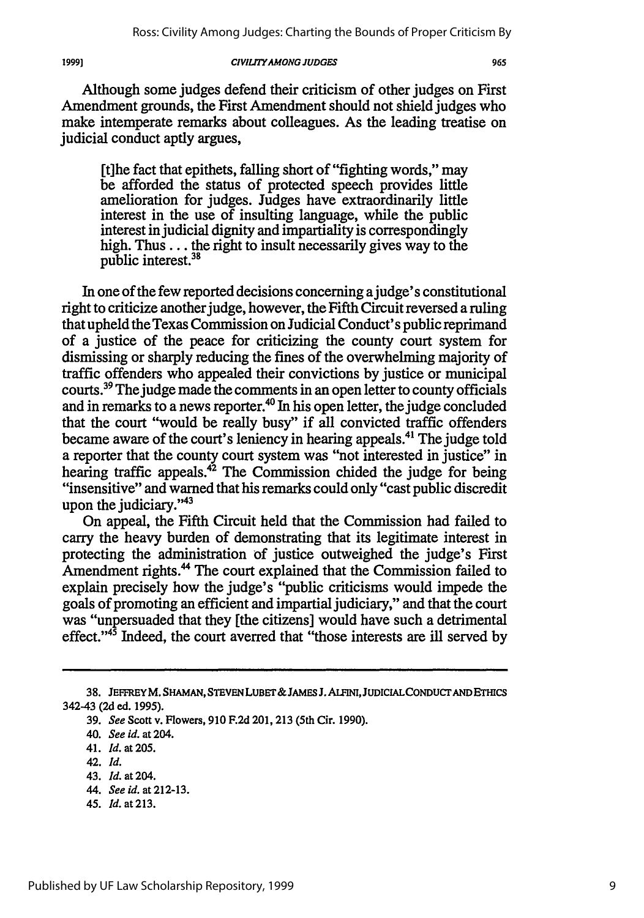Although some judges defend their criticism of other judges on First Amendment grounds, the First Amendment should not shield judges who make intemperate remarks about colleagues. As the leading treatise on judicial conduct aptly argues,

> [t]he fact that epithets, falling short of "fighting words," may be afforded the status of protected speech provides little amelioration for judges. Judges have extraordinarily little interest in the use of insulting language, while the public interest in judicial dignity and impartiality is correspondingly high. Thus . . . the right to insult necessarily gives way to the public interest.[38]

In one of the few reported decisions concerning a judge's constitutional right to criticize another judge, however, the Fifth Circuit reversed a ruling that upheld the Texas Commission on Judicial Conduct's public reprimand of a justice of the peace for criticizing the county court system for dismissing or sharply reducing the fines of the overwhelming majority of traffic offenders who appealed their convictions by justice or municipal courts.[39] The judge made the comments in an open letter to county officials and in remarks to a news reporter.[40] In his open letter, the judge concluded that the court "would be really busy" if all convicted traffic offenders became aware of the court's leniency in hearing appeals.[41] The judge told a reporter that the county court system was "not interested in justice" in hearing traffic appeals.[42] The Commission chided the judge for being "insensitive" and warned that his remarks could only "cast public discredit upon the judiciary."[43]

On appeal, the Fifth Circuit held that the Commission had failed to carry the heavy burden of demonstrating that its legitimate interest in protecting the administration of justice outweighed the judge's First Amendment rights.[44] The court explained that the Commission failed to explain precisely how the judge's "public criticisms would impede the goals of promoting an efficient and impartial judiciary," and that the court was "unpersuaded that they [the citizens] would have such a detrimental effect."[45] Indeed, the court averred that "those interests are ill served by

---

38. JEFFREY M. SHAMAN, STEVEN LUBET & JAMES J. ALFINI, JUDICIAL CONDUCT AND ETHICS 342-43 (2d ed. 1995).

39. *See* Scott v. Flowers, 910 F.2d 201, 213 (5th Cir. 1990).

40. *See id.* at 204.

41. *Id.* at 205.

42. *Id.*

43. *Id.* at 204.

44. *See id.* at 212-13.

45. *Id.* at 213.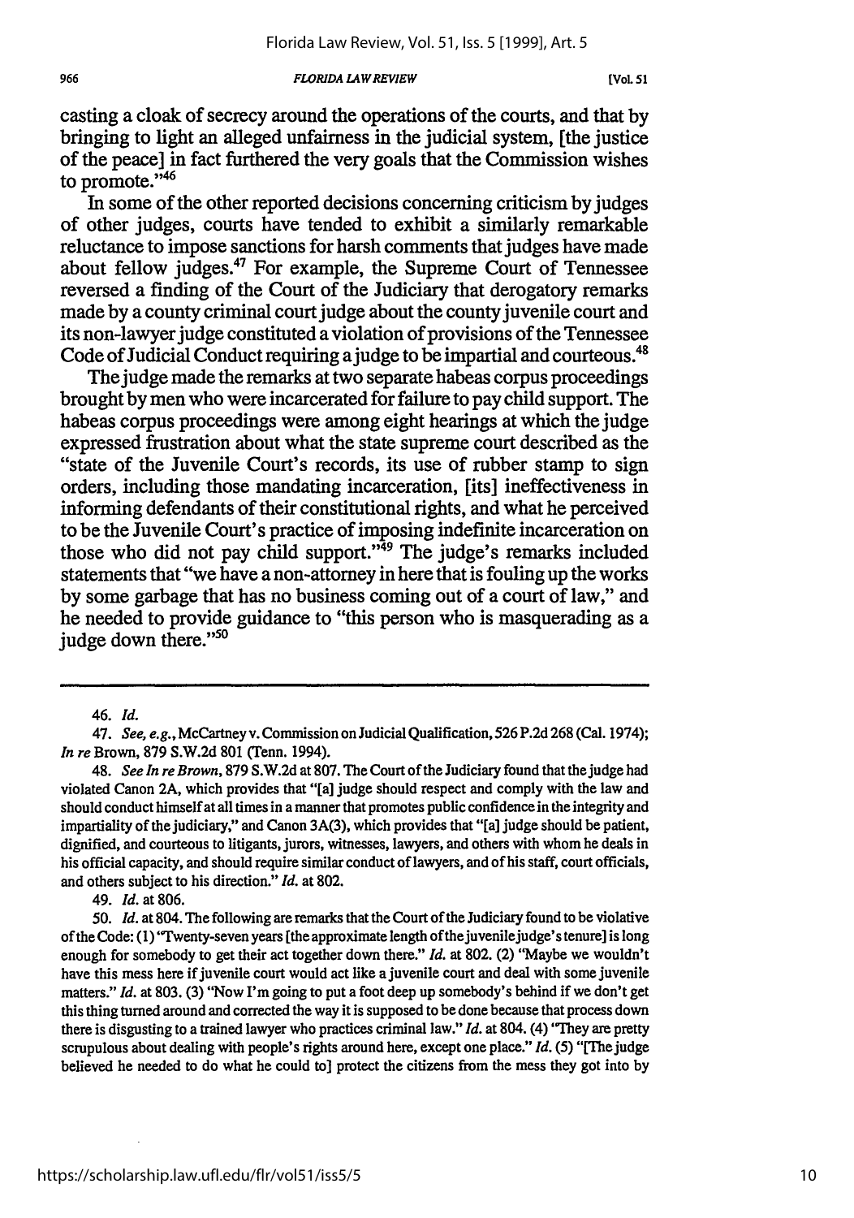casting a cloak of secrecy around the operations of the courts, and that by bringing to light an alleged unfairness in the judicial system, [the justice of the peace] in fact furthered the very goals that the Commission wishes to promote."[46]

In some of the other reported decisions concerning criticism by judges of other judges, courts have tended to exhibit a similarly remarkable reluctance to impose sanctions for harsh comments that judges have made about fellow judges.[47] For example, the Supreme Court of Tennessee reversed a finding of the Court of the Judiciary that derogatory remarks made by a county criminal court judge about the county juvenile court and its non-lawyer judge constituted a violation of provisions of the Tennessee Code of Judicial Conduct requiring a judge to be impartial and courteous.[48]

The judge made the remarks at two separate habeas corpus proceedings brought by men who were incarcerated for failure to pay child support. The habeas corpus proceedings were among eight hearings at which the judge expressed frustration about what the state supreme court described as the "state of the Juvenile Court's records, its use of rubber stamp to sign orders, including those mandating incarceration, [its] ineffectiveness in informing defendants of their constitutional rights, and what he perceived to be the Juvenile Court's practice of imposing indefinite incarceration on those who did not pay child support."[49] The judge's remarks included statements that "we have a non-attorney in here that is fouling up the works by some garbage that has no business coming out of a court of law," and he needed to provide guidance to "this person who is masquerading as a judge down there."[50]

---

46. *Id.*

47. *See, e.g.*, McCartney v. Commission on Judicial Qualification, 526 P.2d 268 (Cal. 1974); *In re* Brown, 879 S.W.2d 801 (Tenn. 1994).

48. *See In re Brown*, 879 S.W.2d at 807. The Court of the Judiciary found that the judge had violated Canon 2A, which provides that "[a] judge should respect and comply with the law and should conduct himself at all times in a manner that promotes public confidence in the integrity and impartiality of the judiciary," and Canon 3A(3), which provides that "[a] judge should be patient, dignified, and courteous to litigants, jurors, witnesses, lawyers, and others with whom he deals in his official capacity, and should require similar conduct of lawyers, and of his staff, court officials, and others subject to his direction." *Id.* at 802.

49. *Id.* at 806.

50. *Id.* at 804. The following are remarks that the Court of the Judiciary found to be violative of the Code: (1) "Twenty-seven years [the approximate length of the juvenile judge's tenure] is long enough for somebody to get their act together down there." *Id.* at 802. (2) "Maybe we wouldn't have this mess here if juvenile court would act like a juvenile court and deal with some juvenile matters." *Id.* at 803. (3) "Now I'm going to put a foot deep up somebody's behind if we don't get this thing turned around and corrected the way it is supposed to be done because that process down there is disgusting to a trained lawyer who practices criminal law." *Id.* at 804. (4) "They are pretty scrupulous about dealing with people's rights around here, except one place." *Id.* (5) "[The judge believed he needed to do what he could to] protect the citizens from the mess they got into by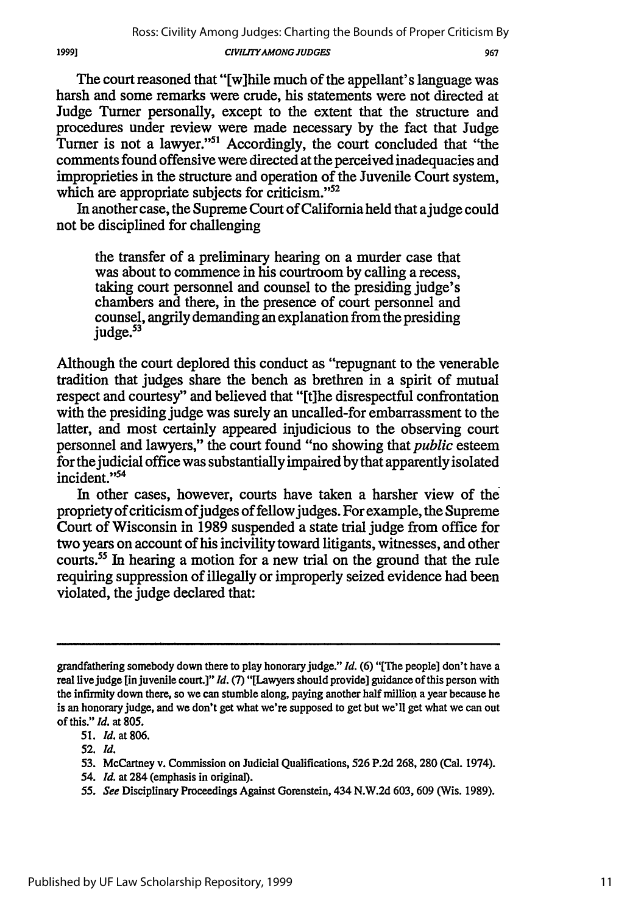The court reasoned that "[w]hile much of the appellant's language was harsh and some remarks were crude, his statements were not directed at Judge Turner personally, except to the extent that the structure and procedures under review were made necessary by the fact that Judge Turner is not a lawyer."[51] Accordingly, the court concluded that "the comments found offensive were directed at the perceived inadequacies and improprieties in the structure and operation of the Juvenile Court system, which are appropriate subjects for criticism."[52]

In another case, the Supreme Court of California held that a judge could not be disciplined for challenging

> the transfer of a preliminary hearing on a murder case that was about to commence in his courtroom by calling a recess, taking court personnel and counsel to the presiding judge's chambers and there, in the presence of court personnel and counsel, angrily demanding an explanation from the presiding judge.[53]

Although the court deplored this conduct as "repugnant to the venerable tradition that judges share the bench as brethren in a spirit of mutual respect and courtesy" and believed that "[t]he disrespectful confrontation with the presiding judge was surely an uncalled-for embarrassment to the latter, and most certainly appeared injudicious to the observing court personnel and lawyers," the court found "no showing that *public* esteem for the judicial office was substantially impaired by that apparently isolated incident."[54]

In other cases, however, courts have taken a harsher view of the propriety of criticism of judges of fellow judges. For example, the Supreme Court of Wisconsin in 1989 suspended a state trial judge from office for two years on account of his incivility toward litigants, witnesses, and other courts.[55] In hearing a motion for a new trial on the ground that the rule requiring suppression of illegally or improperly seized evidence had been violated, the judge declared that:

---

grandfathering somebody down there to play honorary judge." *Id.* (6) "[The people] don't have a real live judge [in juvenile court.]" *Id.* (7) "[Lawyers should provide] guidance of this person with the infirmity down there, so we can stumble along, paying another half million a year because he is an honorary judge, and we don't get what we're supposed to get but we'll get what we can out of this." *Id.* at 805.

51. *Id.* at 806.

52. *Id.*

53. McCartney v. Commission on Judicial Qualifications, 526 P.2d 268, 280 (Cal. 1974).

54. *Id.* at 284 (emphasis in original).

55. *See* Disciplinary Proceedings Against Gorenstein, 434 N.W.2d 603, 609 (Wis. 1989).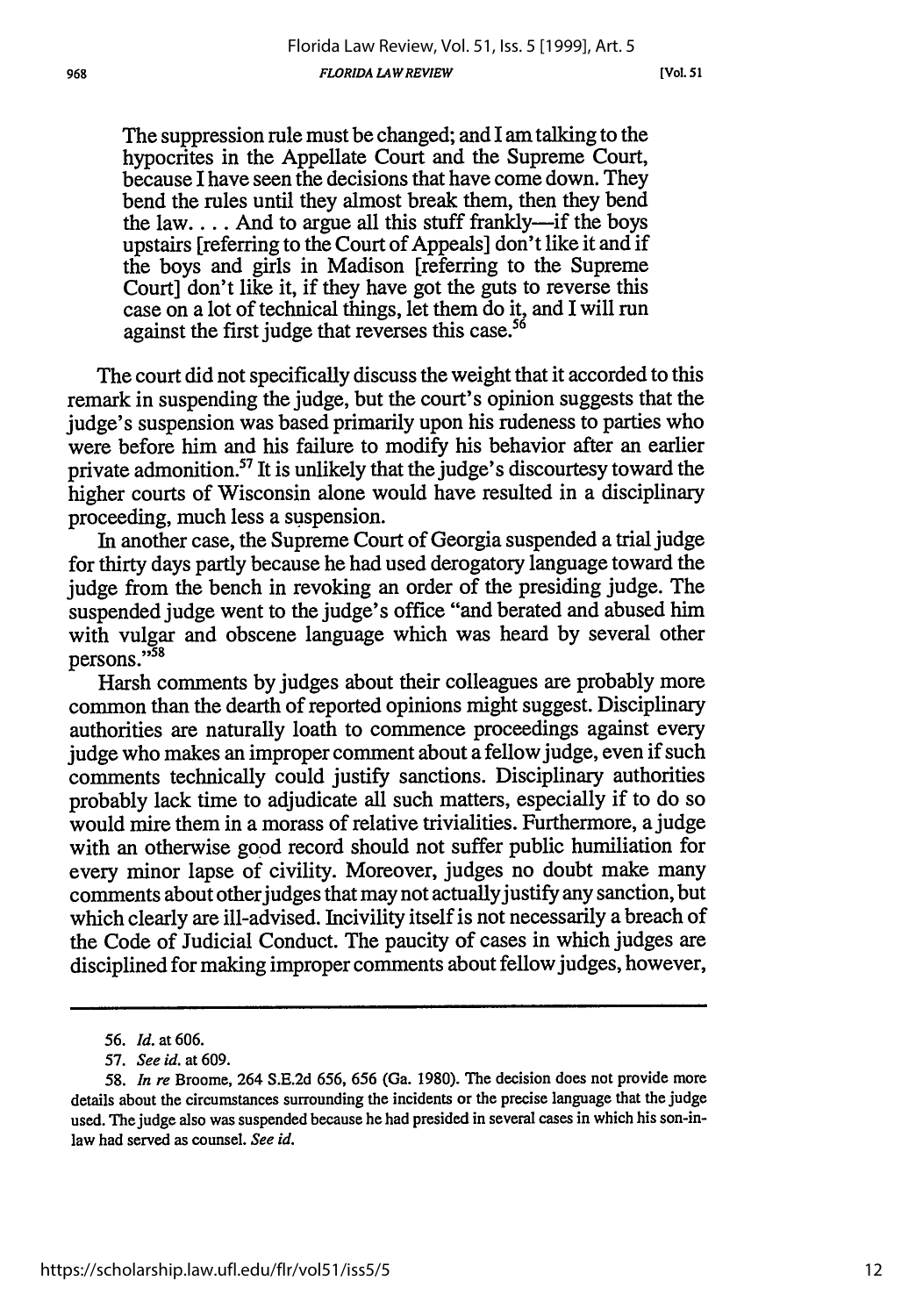> The suppression rule must be changed; and I am talking to the hypocrites in the Appellate Court and the Supreme Court, because I have seen the decisions that have come down. They bend the rules until they almost break them, then they bend the law. . . . And to argue all this stuff frankly—if the boys upstairs [referring to the Court of Appeals] don't like it and if the boys and girls in Madison [referring to the Supreme Court] don't like it, if they have got the guts to reverse this case on a lot of technical things, let them do it, and I will run against the first judge that reverses this case.[56]

The court did not specifically discuss the weight that it accorded to this remark in suspending the judge, but the court's opinion suggests that the judge's suspension was based primarily upon his rudeness to parties who were before him and his failure to modify his behavior after an earlier private admonition.[57] It is unlikely that the judge's discourtesy toward the higher courts of Wisconsin alone would have resulted in a disciplinary proceeding, much less a suspension.

In another case, the Supreme Court of Georgia suspended a trial judge for thirty days partly because he had used derogatory language toward the judge from the bench in revoking an order of the presiding judge. The suspended judge went to the judge's office "and berated and abused him with vulgar and obscene language which was heard by several other persons."[58]

Harsh comments by judges about their colleagues are probably more common than the dearth of reported opinions might suggest. Disciplinary authorities are naturally loath to commence proceedings against every judge who makes an improper comment about a fellow judge, even if such comments technically could justify sanctions. Disciplinary authorities probably lack time to adjudicate all such matters, especially if to do so would mire them in a morass of relative trivialities. Furthermore, a judge with an otherwise good record should not suffer public humiliation for every minor lapse of civility. Moreover, judges no doubt make many comments about other judges that may not actually justify any sanction, but which clearly are ill-advised. Incivility itself is not necessarily a breach of the Code of Judicial Conduct. The paucity of cases in which judges are disciplined for making improper comments about fellow judges, however,

---

56. *Id.* at 606.

57. *See id.* at 609.

58. *In re* Broome, 264 S.E.2d 656, 656 (Ga. 1980). The decision does not provide more details about the circumstances surrounding the incidents or the precise language that the judge used. The judge also was suspended because he had presided in several cases in which his son-in-law had served as counsel. *See id.*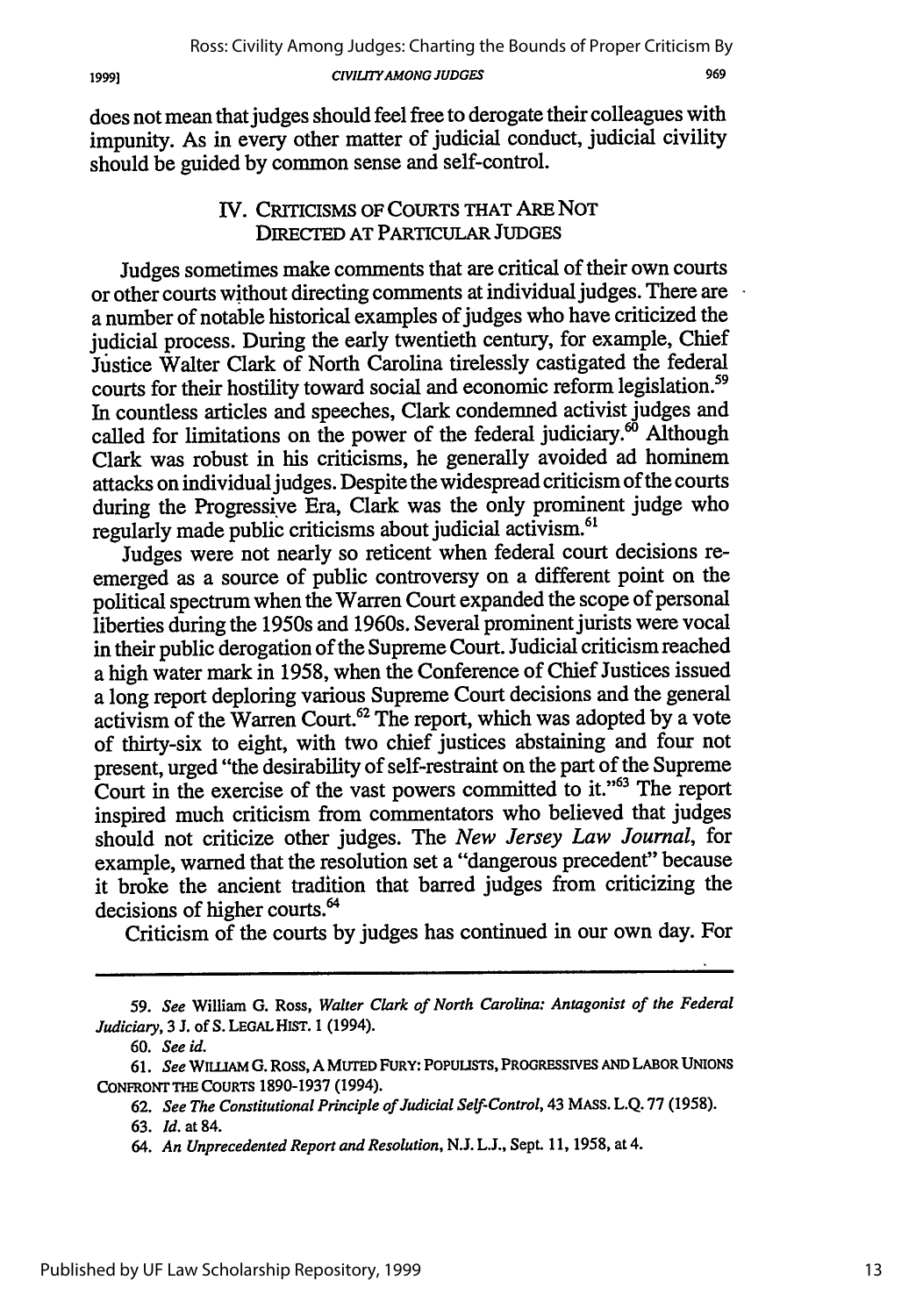does not mean that judges should feel free to derogate their colleagues with impunity. As in every other matter of judicial conduct, judicial civility should be guided by common sense and self-control.

## IV. CRITICISMS OF COURTS THAT ARE NOT DIRECTED AT PARTICULAR JUDGES

Judges sometimes make comments that are critical of their own courts or other courts without directing comments at individual judges. There are a number of notable historical examples of judges who have criticized the judicial process. During the early twentieth century, for example, Chief Justice Walter Clark of North Carolina tirelessly castigated the federal courts for their hostility toward social and economic reform legislation.[59] In countless articles and speeches, Clark condemned activist judges and called for limitations on the power of the federal judiciary.[60] Although Clark was robust in his criticisms, he generally avoided ad hominem attacks on individual judges. Despite the widespread criticism of the courts during the Progressive Era, Clark was the only prominent judge who regularly made public criticisms about judicial activism.[61]

Judges were not nearly so reticent when federal court decisions re-emerged as a source of public controversy on a different point on the political spectrum when the Warren Court expanded the scope of personal liberties during the 1950s and 1960s. Several prominent jurists were vocal in their public derogation of the Supreme Court. Judicial criticism reached a high water mark in 1958, when the Conference of Chief Justices issued a long report deploring various Supreme Court decisions and the general activism of the Warren Court.[62] The report, which was adopted by a vote of thirty-six to eight, with two chief justices abstaining and four not present, urged "the desirability of self-restraint on the part of the Supreme Court in the exercise of the vast powers committed to it."[63] The report inspired much criticism from commentators who believed that judges should not criticize other judges. The *New Jersey Law Journal*, for example, warned that the resolution set a "dangerous precedent" because it broke the ancient tradition that barred judges from criticizing the decisions of higher courts.[64]

Criticism of the courts by judges has continued in our own day. For

---

59. *See* William G. Ross, *Walter Clark of North Carolina: Antagonist of the Federal Judiciary*, 3 J. of S. LEGAL HIST. 1 (1994).

60. *See id.*

61. *See* WILLIAM G. ROSS, A MUTED FURY: POPULISTS, PROGRESSIVES AND LABOR UNIONS CONFRONT THE COURTS 1890-1937 (1994).

62. *See The Constitutional Principle of Judicial Self-Control*, 43 MASS. L.Q. 77 (1958).

63. *Id.* at 84.

64. *An Unprecedented Report and Resolution*, N.J. L.J., Sept. 11, 1958, at 4.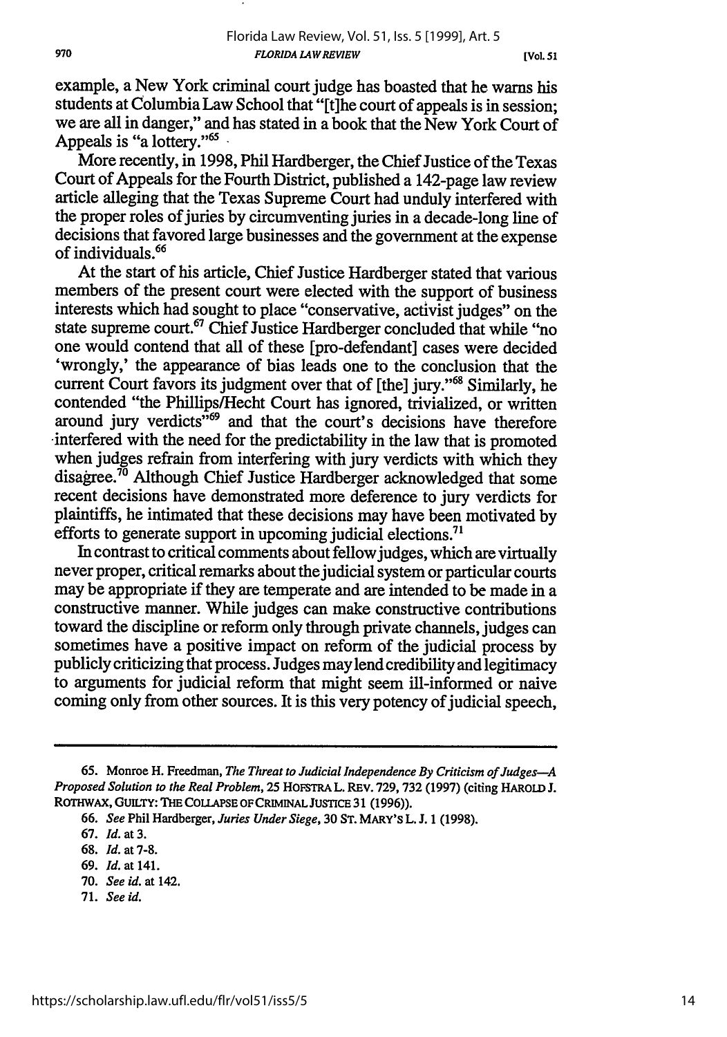example, a New York criminal court judge has boasted that he warns his students at Columbia Law School that "[t]he court of appeals is in session; we are all in danger," and has stated in a book that the New York Court of Appeals is "a lottery."[65]

More recently, in 1998, Phil Hardberger, the Chief Justice of the Texas Court of Appeals for the Fourth District, published a 142-page law review article alleging that the Texas Supreme Court had unduly interfered with the proper roles of juries by circumventing juries in a decade-long line of decisions that favored large businesses and the government at the expense of individuals.[66]

At the start of his article, Chief Justice Hardberger stated that various members of the present court were elected with the support of business interests which had sought to place "conservative, activist judges" on the state supreme court.[67] Chief Justice Hardberger concluded that while "no one would contend that all of these [pro-defendant] cases were decided 'wrongly,' the appearance of bias leads one to the conclusion that the current Court favors its judgment over that of [the] jury."[68] Similarly, he contended "the Phillips/Hecht Court has ignored, trivialized, or written around jury verdicts"[69] and that the court's decisions have therefore interfered with the need for the predictability in the law that is promoted when judges refrain from interfering with jury verdicts with which they disagree.[70] Although Chief Justice Hardberger acknowledged that some recent decisions have demonstrated more deference to jury verdicts for plaintiffs, he intimated that these decisions may have been motivated by efforts to generate support in upcoming judicial elections.[71]

In contrast to critical comments about fellow judges, which are virtually never proper, critical remarks about the judicial system or particular courts may be appropriate if they are temperate and are intended to be made in a constructive manner. While judges can make constructive contributions toward the discipline or reform only through private channels, judges can sometimes have a positive impact on reform of the judicial process by publicly criticizing that process. Judges may lend credibility and legitimacy to arguments for judicial reform that might seem ill-informed or naive coming only from other sources. It is this very potency of judicial speech,

---

65. Monroe H. Freedman, *The Threat to Judicial Independence By Criticism of Judges—A Proposed Solution to the Real Problem*, 25 HOFSTRA L. REV. 729, 732 (1997) (citing HAROLD J. ROTHWAX, GUILTY: THE COLLAPSE OF CRIMINAL JUSTICE 31 (1996)).

66. *See* Phil Hardberger, *Juries Under Siege*, 30 ST. MARY'S L. J. 1 (1998).

67. *Id.* at 3.

68. *Id.* at 7-8.

69. *Id.* at 141.

70. *See id.* at 142.

71. *See id.*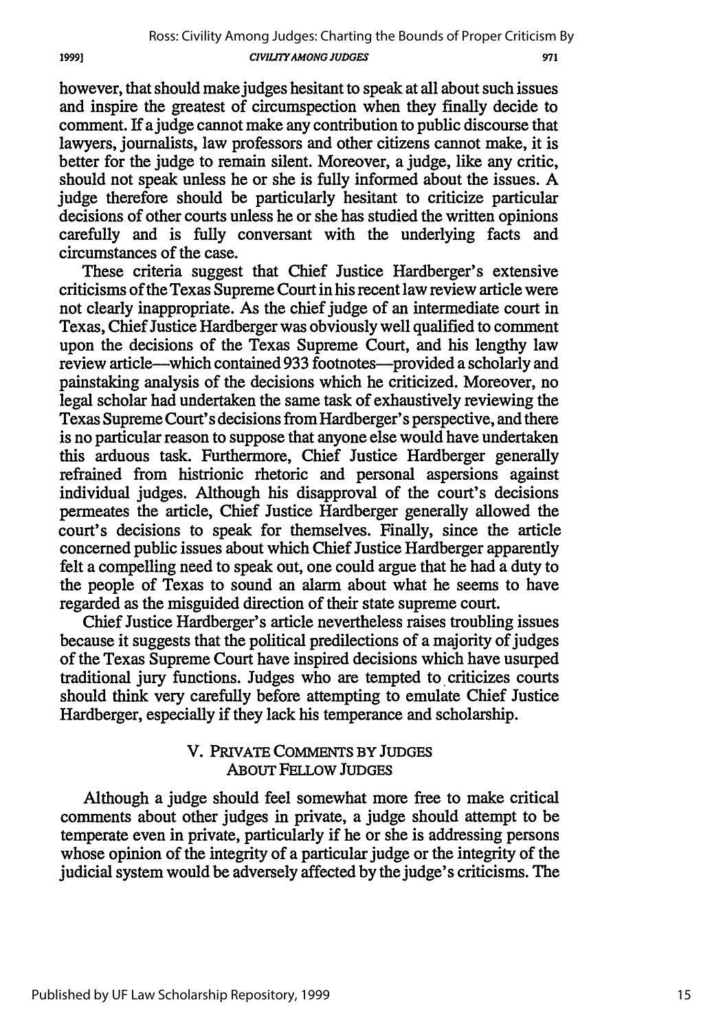however, that should make judges hesitant to speak at all about such issues and inspire the greatest of circumspection when they finally decide to comment. If a judge cannot make any contribution to public discourse that lawyers, journalists, law professors and other citizens cannot make, it is better for the judge to remain silent. Moreover, a judge, like any critic, should not speak unless he or she is fully informed about the issues. A judge therefore should be particularly hesitant to criticize particular decisions of other courts unless he or she has studied the written opinions carefully and is fully conversant with the underlying facts and circumstances of the case.

These criteria suggest that Chief Justice Hardberger's extensive criticisms of the Texas Supreme Court in his recent law review article were not clearly inappropriate. As the chief judge of an intermediate court in Texas, Chief Justice Hardberger was obviously well qualified to comment upon the decisions of the Texas Supreme Court, and his lengthy law review article—which contained 933 footnotes—provided a scholarly and painstaking analysis of the decisions which he criticized. Moreover, no legal scholar had undertaken the same task of exhaustively reviewing the Texas Supreme Court's decisions from Hardberger's perspective, and there is no particular reason to suppose that anyone else would have undertaken this arduous task. Furthermore, Chief Justice Hardberger generally refrained from histrionic rhetoric and personal aspersions against individual judges. Although his disapproval of the court's decisions permeates the article, Chief Justice Hardberger generally allowed the court's decisions to speak for themselves. Finally, since the article concerned public issues about which Chief Justice Hardberger apparently felt a compelling need to speak out, one could argue that he had a duty to the people of Texas to sound an alarm about what he seems to have regarded as the misguided direction of their state supreme court.

Chief Justice Hardberger's article nevertheless raises troubling issues because it suggests that the political predilections of a majority of judges of the Texas Supreme Court have inspired decisions which have usurped traditional jury functions. Judges who are tempted to criticizes courts should think very carefully before attempting to emulate Chief Justice Hardberger, especially if they lack his temperance and scholarship.

## V. PRIVATE COMMENTS BY JUDGES ABOUT FELLOW JUDGES

Although a judge should feel somewhat more free to make critical comments about other judges in private, a judge should attempt to be temperate even in private, particularly if he or she is addressing persons whose opinion of the integrity of a particular judge or the integrity of the judicial system would be adversely affected by the judge's criticisms. The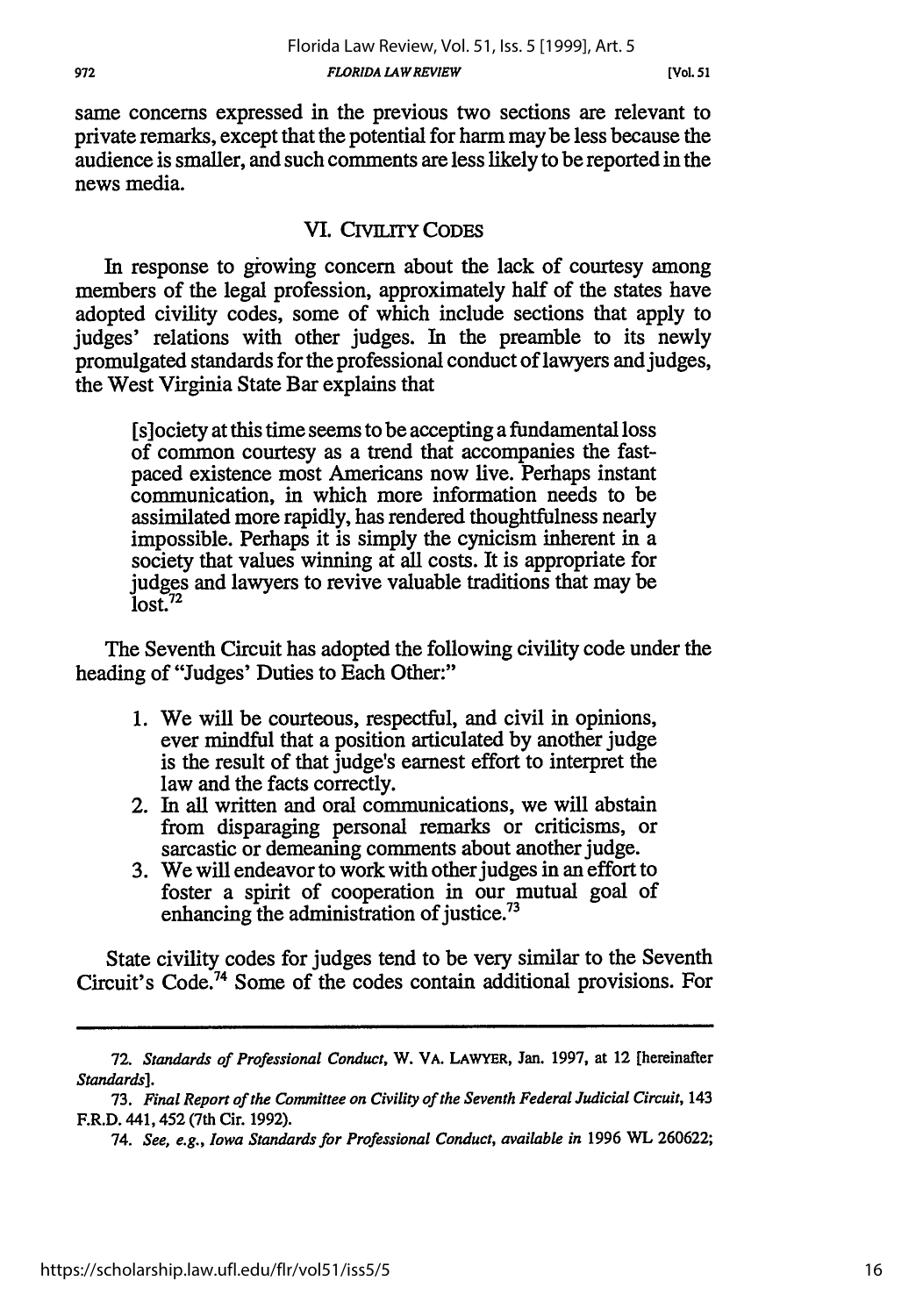same concerns expressed in the previous two sections are relevant to private remarks, except that the potential for harm may be less because the audience is smaller, and such comments are less likely to be reported in the news media.

## VI. CIVILITY CODES

In response to growing concern about the lack of courtesy among members of the legal profession, approximately half of the states have adopted civility codes, some of which include sections that apply to judges' relations with other judges. In the preamble to its newly promulgated standards for the professional conduct of lawyers and judges, the West Virginia State Bar explains that

> [s]ociety at this time seems to be accepting a fundamental loss of common courtesy as a trend that accompanies the fast-paced existence most Americans now live. Perhaps instant communication, in which more information needs to be assimilated more rapidly, has rendered thoughtfulness nearly impossible. Perhaps it is simply the cynicism inherent in a society that values winning at all costs. It is appropriate for judges and lawyers to revive valuable traditions that may be lost.[72]

The Seventh Circuit has adopted the following civility code under the heading of "Judges' Duties to Each Other:"

> 1. We will be courteous, respectful, and civil in opinions, ever mindful that a position articulated by another judge is the result of that judge's earnest effort to interpret the law and the facts correctly.
> 2. In all written and oral communications, we will abstain from disparaging personal remarks or criticisms, or sarcastic or demeaning comments about another judge.
> 3. We will endeavor to work with other judges in an effort to foster a spirit of cooperation in our mutual goal of enhancing the administration of justice.[73]

State civility codes for judges tend to be very similar to the Seventh Circuit's Code.[74] Some of the codes contain additional provisions. For

---

72. *Standards of Professional Conduct*, W. VA. LAWYER, Jan. 1997, at 12 [hereinafter *Standards*].

73. *Final Report of the Committee on Civility of the Seventh Federal Judicial Circuit*, 143 F.R.D. 441, 452 (7th Cir. 1992).

74. *See, e.g., Iowa Standards for Professional Conduct, available in* 1996 WL 260622;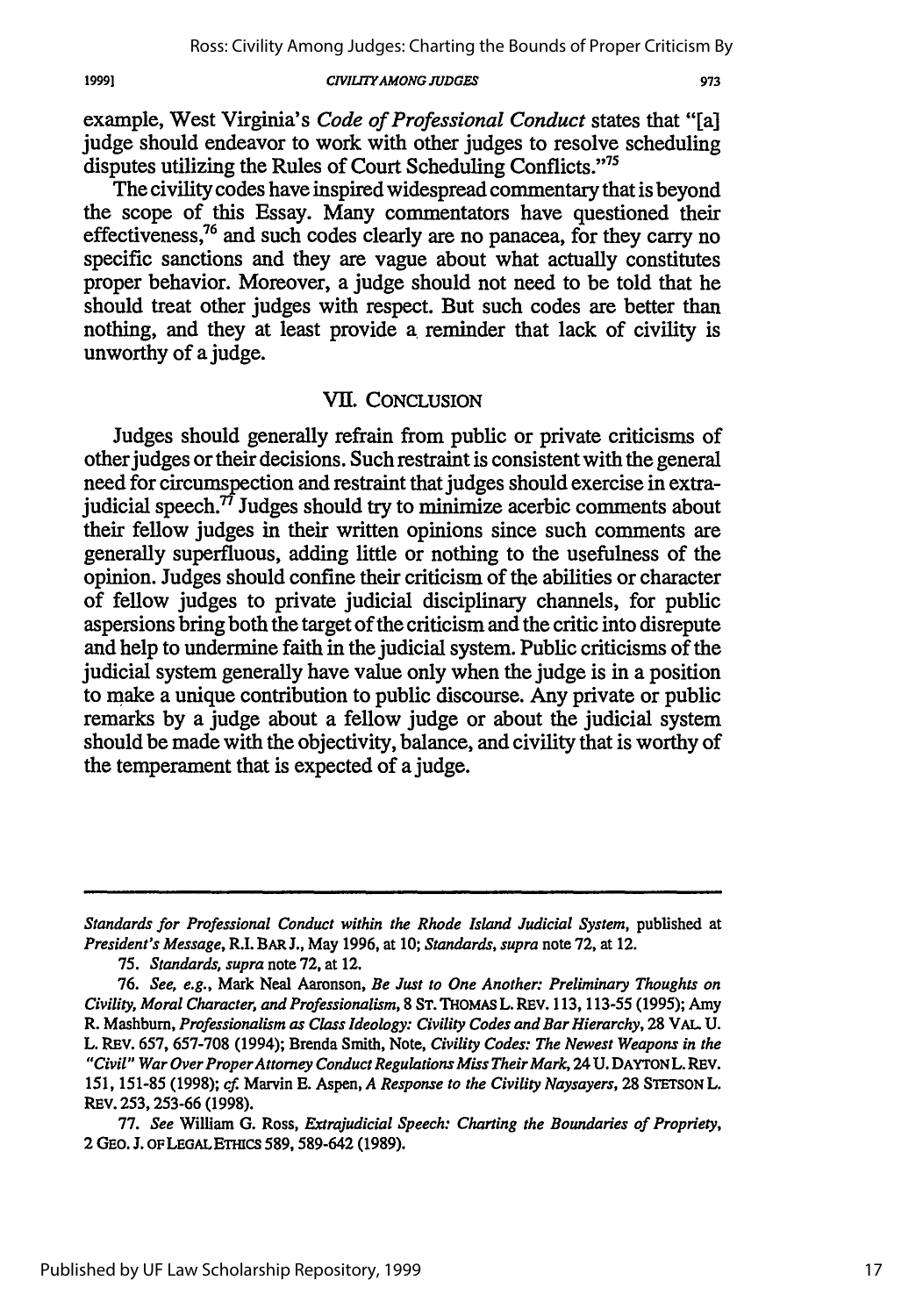example, West Virginia's *Code of Professional Conduct* states that "[a] judge should endeavor to work with other judges to resolve scheduling disputes utilizing the Rules of Court Scheduling Conflicts."[75]

The civility codes have inspired widespread commentary that is beyond the scope of this Essay. Many commentators have questioned their effectiveness,[76] and such codes clearly are no panacea, for they carry no specific sanctions and they are vague about what actually constitutes proper behavior. Moreover, a judge should not need to be told that he should treat other judges with respect. But such codes are better than nothing, and they at least provide a reminder that lack of civility is unworthy of a judge.

## VII. CONCLUSION

Judges should generally refrain from public or private criticisms of other judges or their decisions. Such restraint is consistent with the general need for circumspection and restraint that judges should exercise in extra-judicial speech.[77] Judges should try to minimize acerbic comments about their fellow judges in their written opinions since such comments are generally superfluous, adding little or nothing to the usefulness of the opinion. Judges should confine their criticism of the abilities or character of fellow judges to private judicial disciplinary channels, for public aspersions bring both the target of the criticism and the critic into disrepute and help to undermine faith in the judicial system. Public criticisms of the judicial system generally have value only when the judge is in a position to make a unique contribution to public discourse. Any private or public remarks by a judge about a fellow judge or about the judicial system should be made with the objectivity, balance, and civility that is worthy of the temperament that is expected of a judge.

---

*Standards for Professional Conduct within the Rhode Island Judicial System*, published at *President's Message*, R.I. BAR J., May 1996, at 10; *Standards*, *supra* note 72, at 12.

75. *Standards*, *supra* note 72, at 12.

76. *See, e.g.*, Mark Neal Aaronson, *Be Just to One Another: Preliminary Thoughts on Civility, Moral Character, and Professionalism*, 8 ST. THOMAS L. REV. 113, 113-55 (1995); Amy R. Mashburn, *Professionalism as Class Ideology: Civility Codes and Bar Hierarchy*, 28 VAL. U. L. REV. 657, 657-708 (1994); Brenda Smith, Note, *Civility Codes: The Newest Weapons in the "Civil" War Over Proper Attorney Conduct Regulations Miss Their Mark*, 24 U. DAYTON L. REV. 151, 151-85 (1998); *cf.* Marvin E. Aspen, *A Response to the Civility Naysayers*, 28 STETSON L. REV. 253, 253-66 (1998).

77. *See* William G. Ross, *Extrajudicial Speech: Charting the Boundaries of Propriety*, 2 GEO. J. OF LEGAL ETHICS 589, 589-642 (1989).